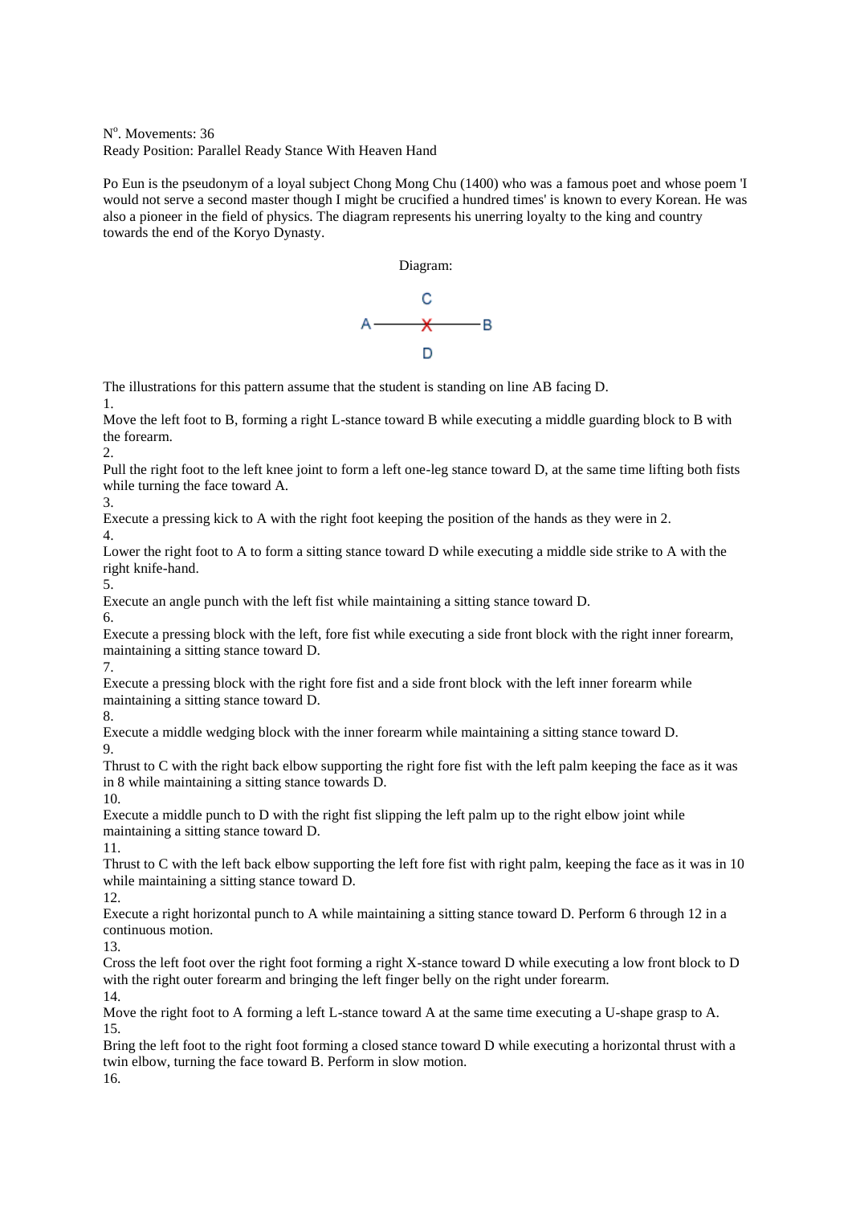N$^{o}$. Movements: 36
Ready Position: Parallel Ready Stance With Heaven Hand

Po Eun is the pseudonym of a loyal subject Chong Mong Chu (1400) who was a famous poet and whose poem 'I would not serve a second master though I might be crucified a hundred times' is known to every Korean. He was also a pioneer in the field of physics. The diagram represents his unerring loyalty to the king and country towards the end of the Koryo Dynasty.

Diagram:

```
        C
A ------X------ B
        D
```

The illustrations for this pattern assume that the student is standing on line AB facing D.

1.
Move the left foot to B, forming a right L-stance toward B while executing a middle guarding block to B with the forearm.

2.
Pull the right foot to the left knee joint to form a left one-leg stance toward D, at the same time lifting both fists while turning the face toward A.

3.
Execute a pressing kick to A with the right foot keeping the position of the hands as they were in 2.

4.
Lower the right foot to A to form a sitting stance toward D while executing a middle side strike to A with the right knife-hand.

5.
Execute an angle punch with the left fist while maintaining a sitting stance toward D.

6.
Execute a pressing block with the left, fore fist while executing a side front block with the right inner forearm, maintaining a sitting stance toward D.

7.
Execute a pressing block with the right fore fist and a side front block with the left inner forearm while maintaining a sitting stance toward D.

8.
Execute a middle wedging block with the inner forearm while maintaining a sitting stance toward D.

9.
Thrust to C with the right back elbow supporting the right fore fist with the left palm keeping the face as it was in 8 while maintaining a sitting stance towards D.

10.
Execute a middle punch to D with the right fist slipping the left palm up to the right elbow joint while maintaining a sitting stance toward D.

11.
Thrust to C with the left back elbow supporting the left fore fist with right palm, keeping the face as it was in 10 while maintaining a sitting stance toward D.

12.
Execute a right horizontal punch to A while maintaining a sitting stance toward D. Perform 6 through 12 in a continuous motion.

13.
Cross the left foot over the right foot forming a right X-stance toward D while executing a low front block to D with the right outer forearm and bringing the left finger belly on the right under forearm.

14.
Move the right foot to A forming a left L-stance toward A at the same time executing a U-shape grasp to A.

15.
Bring the left foot to the right foot forming a closed stance toward D while executing a horizontal thrust with a twin elbow, turning the face toward B. Perform in slow motion.

16.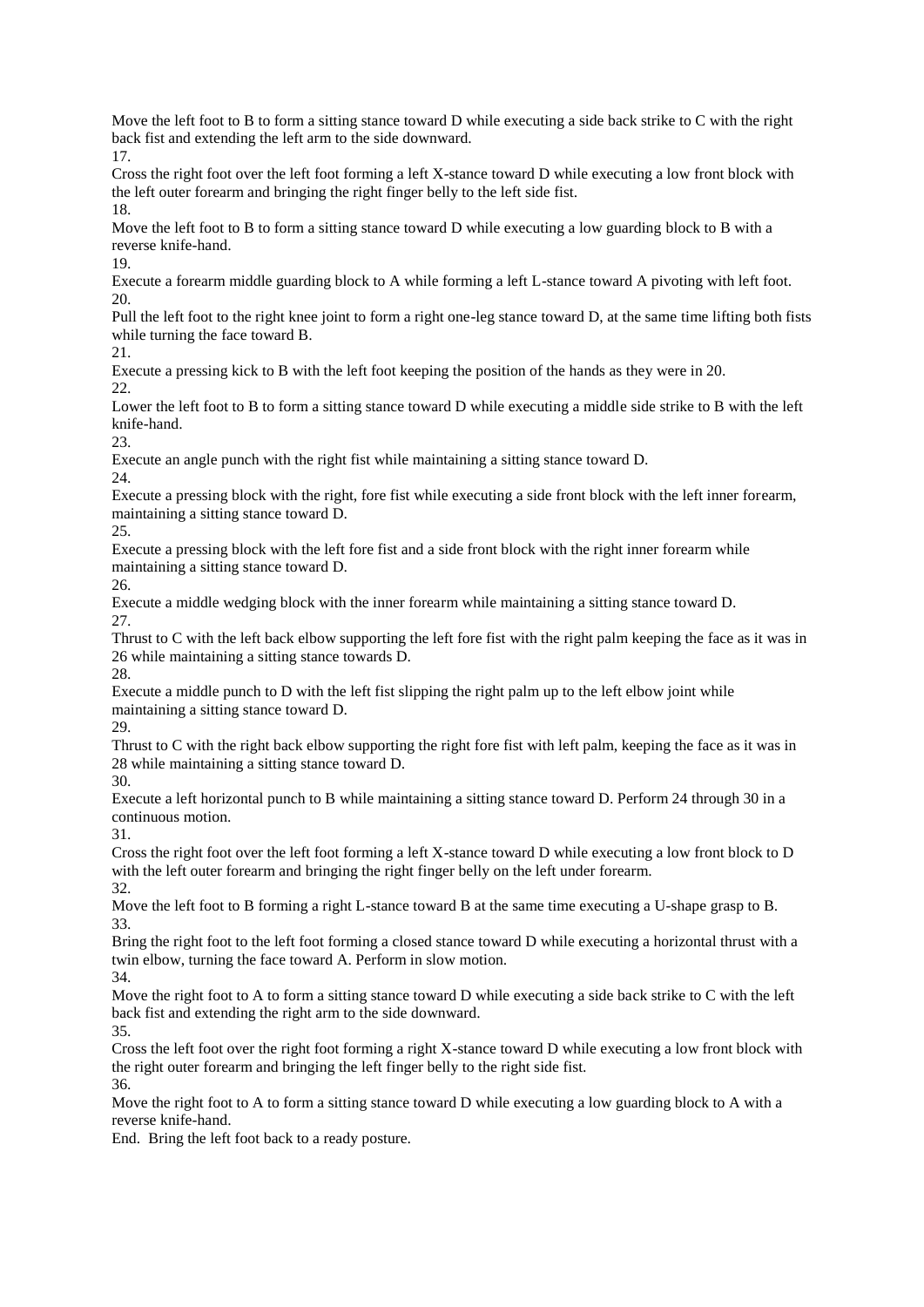Move the left foot to B to form a sitting stance toward D while executing a side back strike to C with the right back fist and extending the left arm to the side downward.

17.

Cross the right foot over the left foot forming a left X-stance toward D while executing a low front block with the left outer forearm and bringing the right finger belly to the left side fist.

18.

Move the left foot to B to form a sitting stance toward D while executing a low guarding block to B with a reverse knife-hand.

19.

Execute a forearm middle guarding block to A while forming a left L-stance toward A pivoting with left foot.

20.

Pull the left foot to the right knee joint to form a right one-leg stance toward D, at the same time lifting both fists while turning the face toward B.

21.

Execute a pressing kick to B with the left foot keeping the position of the hands as they were in 20.

22.

Lower the left foot to B to form a sitting stance toward D while executing a middle side strike to B with the left knife-hand.

23.

Execute an angle punch with the right fist while maintaining a sitting stance toward D.

24.

Execute a pressing block with the right, fore fist while executing a side front block with the left inner forearm, maintaining a sitting stance toward D.

25.

Execute a pressing block with the left fore fist and a side front block with the right inner forearm while maintaining a sitting stance toward D.

26.

Execute a middle wedging block with the inner forearm while maintaining a sitting stance toward D.

27.

Thrust to C with the left back elbow supporting the left fore fist with the right palm keeping the face as it was in 26 while maintaining a sitting stance towards D.

28.

Execute a middle punch to D with the left fist slipping the right palm up to the left elbow joint while maintaining a sitting stance toward D.

29.

Thrust to C with the right back elbow supporting the right fore fist with left palm, keeping the face as it was in 28 while maintaining a sitting stance toward D.

30.

Execute a left horizontal punch to B while maintaining a sitting stance toward D. Perform 24 through 30 in a continuous motion.

31.

Cross the right foot over the left foot forming a left X-stance toward D while executing a low front block to D with the left outer forearm and bringing the right finger belly on the left under forearm.

32.

Move the left foot to B forming a right L-stance toward B at the same time executing a U-shape grasp to B.

33.

Bring the right foot to the left foot forming a closed stance toward D while executing a horizontal thrust with a twin elbow, turning the face toward A. Perform in slow motion.

34.

Move the right foot to A to form a sitting stance toward D while executing a side back strike to C with the left back fist and extending the right arm to the side downward.

35.

Cross the left foot over the right foot forming a right X-stance toward D while executing a low front block with the right outer forearm and bringing the left finger belly to the right side fist.

36.

Move the right foot to A to form a sitting stance toward D while executing a low guarding block to A with a reverse knife-hand.

End. Bring the left foot back to a ready posture.